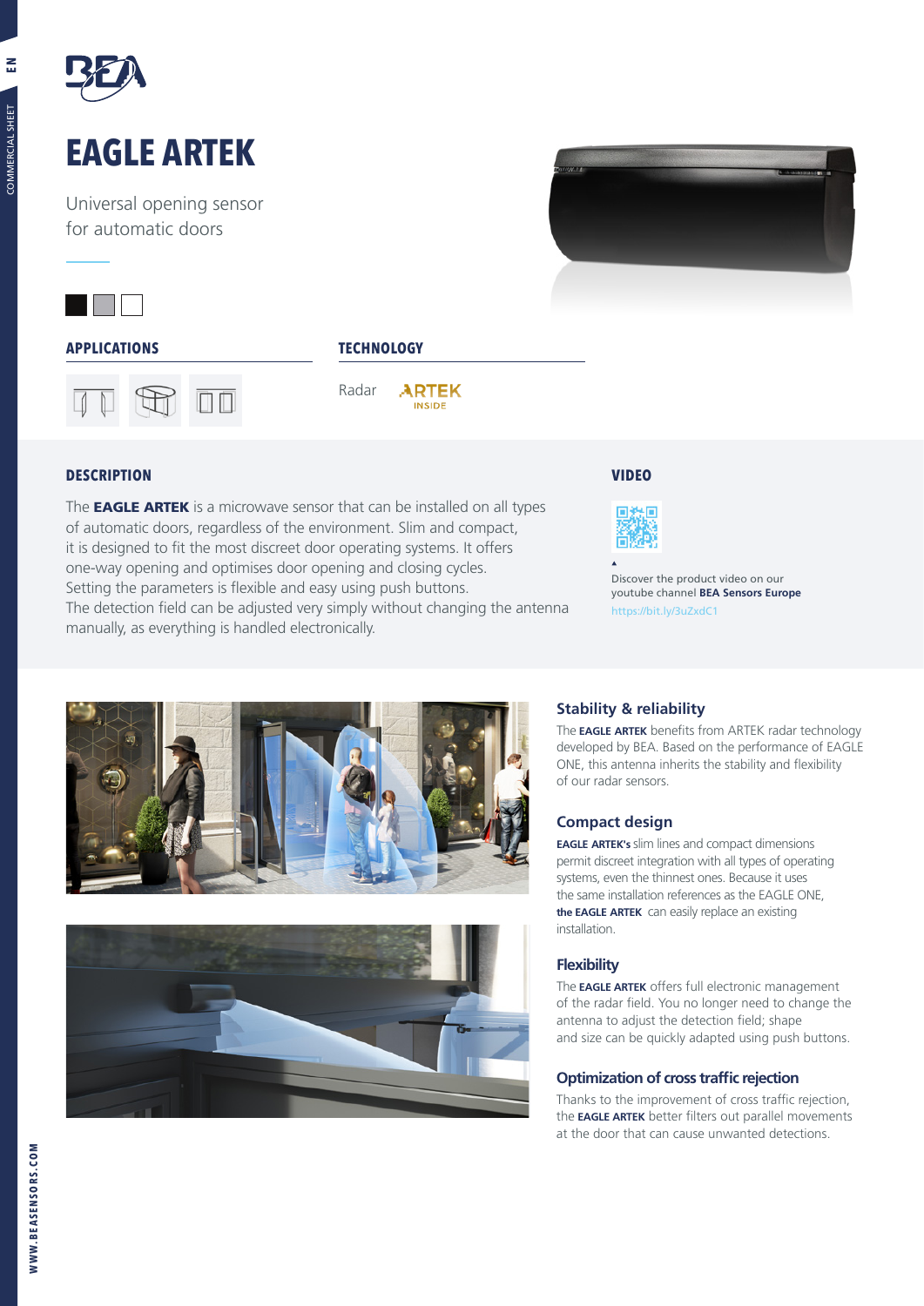# EAGLE ARTEK

Universal opening sensor
for automatic doors

## APPLICATIONS

## TECHNOLOGY

Radar ARTEK INSIDE

## DESCRIPTION

The **EAGLE ARTEK** is a microwave sensor that can be installed on all types of automatic doors, regardless of the environment. Slim and compact, it is designed to fit the most discreet door operating systems. It offers one-way opening and optimises door opening and closing cycles.
Setting the parameters is flexible and easy using push buttons.
The detection field can be adjusted very simply without changing the antenna manually, as everything is handled electronically.

## VIDEO

Discover the product video on our youtube channel **BEA Sensors Europe**
https://bit.ly/3uZxdC1

### Stability & reliability

The **EAGLE ARTEK** benefits from ARTEK radar technology developed by BEA. Based on the performance of EAGLE ONE, this antenna inherits the stability and flexibility of our radar sensors.

### Compact design

**EAGLE ARTEK's** slim lines and compact dimensions permit discreet integration with all types of operating systems, even the thinnest ones. Because it uses the same installation references as the EAGLE ONE, **the EAGLE ARTEK** can easily replace an existing installation.

### Flexibility

The **EAGLE ARTEK** offers full electronic management of the radar field. You no longer need to change the antenna to adjust the detection field; shape and size can be quickly adapted using push buttons.

### Optimization of cross traffic rejection

Thanks to the improvement of cross traffic rejection, the **EAGLE ARTEK** better filters out parallel movements at the door that can cause unwanted detections.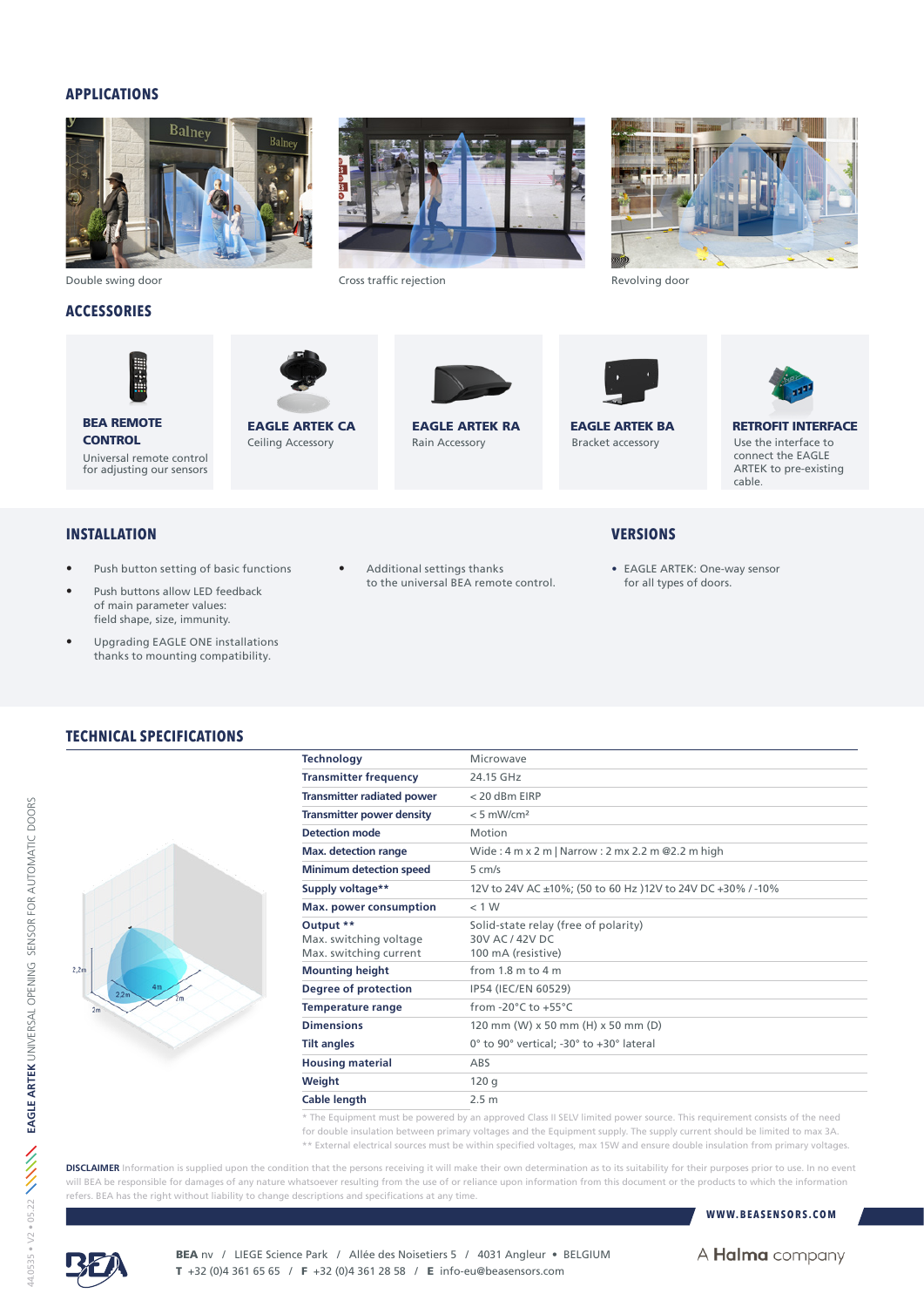## APPLICATIONS

Double swing door

Cross traffic rejection

Revolving door

## ACCESSORIES

**BEA REMOTE CONTROL**
Universal remote control for adjusting our sensors

**EAGLE ARTEK CA**
Ceiling Accessory

**EAGLE ARTEK RA**
Rain Accessory

**EAGLE ARTEK BA**
Bracket accessory

**RETROFIT INTERFACE**
Use the interface to connect the EAGLE ARTEK to pre-existing cable.

## INSTALLATION

- Push button setting of basic functions
- Push buttons allow LED feedback of main parameter values: field shape, size, immunity.
- Upgrading EAGLE ONE installations thanks to mounting compatibility.
- Additional settings thanks to the universal BEA remote control.

## VERSIONS

- EAGLE ARTEK: One-way sensor for all types of doors.

## TECHNICAL SPECIFICATIONS

2,2m
2.2m
4m
2m
2m

| | |
|---|---|
| **Technology** | Microwave |
| **Transmitter frequency** | 24.15 GHz |
| **Transmitter radiated power** | < 20 dBm EIRP |
| **Transmitter power density** | < 5 mW/cm² |
| **Detection mode** | Motion |
| **Max. detection range** | Wide : 4 m x 2 m \| Narrow : 2 mx 2.2 m @2.2 m high |
| **Minimum detection speed** | 5 cm/s |
| **Supply voltage**** | 12V to 24V AC ±10%; (50 to 60 Hz )12V to 24V DC +30% / -10% |
| **Max. power consumption** | < 1 W |
| **Output **** <br> Max. switching voltage <br> Max. switching current | Solid-state relay (free of polarity) <br> 30V AC / 42V DC <br> 100 mA (resistive) |
| **Mounting height** | from 1.8 m to 4 m |
| **Degree of protection** | IP54 (IEC/EN 60529) |
| **Temperature range** | from -20°C to +55°C |
| **Dimensions** | 120 mm (W) x 50 mm (H) x 50 mm (D) |
| **Tilt angles** | 0° to 90° vertical; -30° to +30° lateral |
| **Housing material** | ABS |
| **Weight** | 120 g |
| **Cable length** | 2.5 m |

\* The Equipment must be powered by an approved Class II SELV limited power source. This requirement consists of the need for double insulation between primary voltages and the Equipment supply. The supply current should be limited to max 3A.
\*\* External electrical sources must be within specified voltages, max 15W and ensure double insulation from primary voltages.

**DISCLAIMER** Information is supplied upon the condition that the persons receiving it will make their own determination as to its suitability for their purposes prior to use. In no event will BEA be responsible for damages of any nature whatsoever resulting from the use of or reliance upon information from this document or the products to which the information refers. BEA has the right without liability to change descriptions and specifications at any time.

WWW.BEASENSORS.COM

**BEA** nv / LIEGE Science Park / Allée des Noisetiers 5 / 4031 Angleur • BELGIUM
**T** +32 (0)4 361 65 65 / **F** +32 (0)4 361 28 58 / **E** info-eu@beasensors.com

A **Halma** company

44.0535 • V2 • 05.22 **EAGLE ARTEK** UNIVERSAL OPENING SENSOR FOR AUTOMATIC DOORS